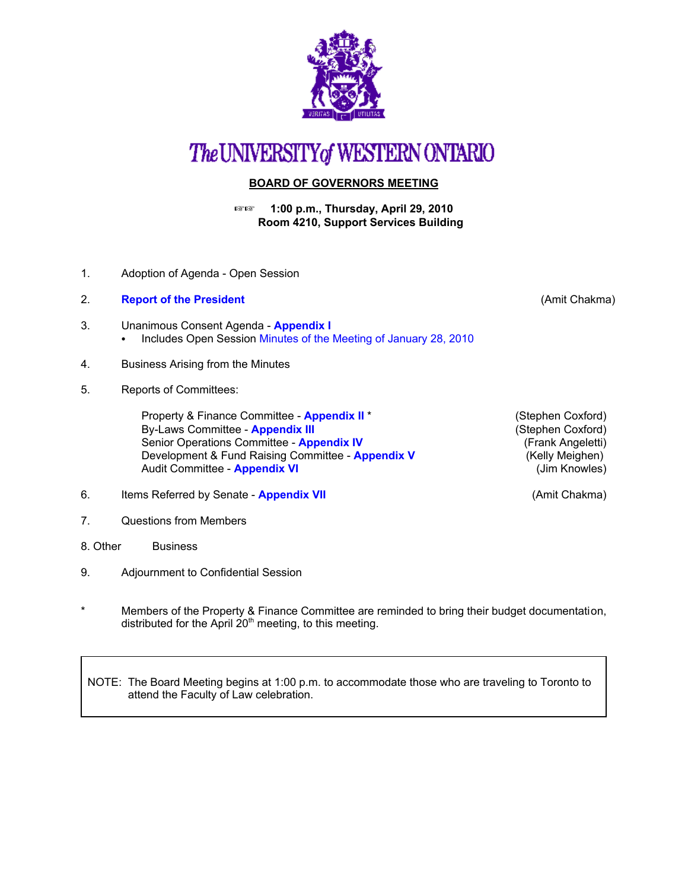# The UNIVERSITY of WESTERN ONTARIO

## BOARD OF GOVERNORS MEETING

**☞☞ 1:00 p.m., Thursday, April 29, 2010**
**Room 4210, Support Services Building**

1. Adoption of Agenda - Open Session

2. **Report of the President** (Amit Chakma)

3. Unanimous Consent Agenda - **Appendix I**
   - Includes Open Session Minutes of the Meeting of January 28, 2010

4. Business Arising from the Minutes

5. Reports of Committees:

   Property & Finance Committee - **Appendix II** * (Stephen Coxford)
   By-Laws Committee - **Appendix III** (Stephen Coxford)
   Senior Operations Committee - **Appendix IV** (Frank Angeletti)
   Development & Fund Raising Committee - **Appendix V** (Kelly Meighen)
   Audit Committee - **Appendix VI** (Jim Knowles)

6. Items Referred by Senate - **Appendix VII** (Amit Chakma)

7. Questions from Members

8. Other Business

9. Adjournment to Confidential Session

\* Members of the Property & Finance Committee are reminded to bring their budget documentation, distributed for the April 20th meeting, to this meeting.

NOTE: The Board Meeting begins at 1:00 p.m. to accommodate those who are traveling to Toronto to attend the Faculty of Law celebration.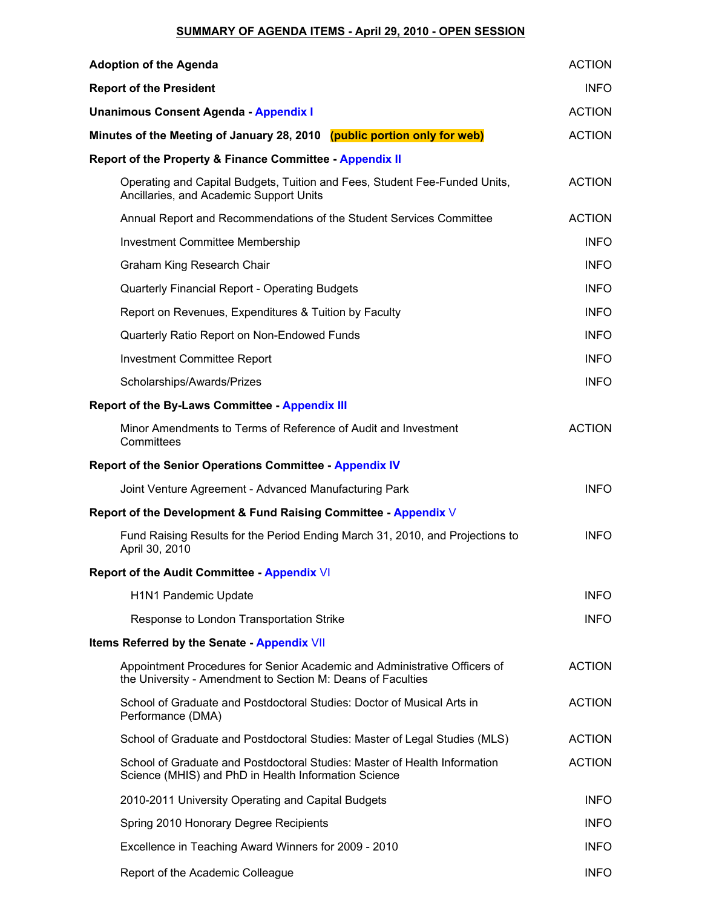## SUMMARY OF AGENDA ITEMS - April 29, 2010 - OPEN SESSION

| | |
|---|---|
| **Adoption of the Agenda** | ACTION |
| **Report of the President** | INFO |
| **Unanimous Consent Agenda - Appendix I** | ACTION |
| **Minutes of the Meeting of January 28, 2010 (public portion only for web)** | ACTION |
| **Report of the Property & Finance Committee - Appendix II** | |
| Operating and Capital Budgets, Tuition and Fees, Student Fee-Funded Units, Ancillaries, and Academic Support Units | ACTION |
| Annual Report and Recommendations of the Student Services Committee | ACTION |
| Investment Committee Membership | INFO |
| Graham King Research Chair | INFO |
| Quarterly Financial Report - Operating Budgets | INFO |
| Report on Revenues, Expenditures & Tuition by Faculty | INFO |
| Quarterly Ratio Report on Non-Endowed Funds | INFO |
| Investment Committee Report | INFO |
| Scholarships/Awards/Prizes | INFO |
| **Report of the By-Laws Committee - Appendix III** | |
| Minor Amendments to Terms of Reference of Audit and Investment Committees | ACTION |
| **Report of the Senior Operations Committee - Appendix IV** | |
| Joint Venture Agreement - Advanced Manufacturing Park | INFO |
| **Report of the Development & Fund Raising Committee - Appendix V** | |
| Fund Raising Results for the Period Ending March 31, 2010, and Projections to April 30, 2010 | INFO |
| **Report of the Audit Committee - Appendix VI** | |
| H1N1 Pandemic Update | INFO |
| Response to London Transportation Strike | INFO |
| **Items Referred by the Senate - Appendix VII** | |
| Appointment Procedures for Senior Academic and Administrative Officers of the University - Amendment to Section M: Deans of Faculties | ACTION |
| School of Graduate and Postdoctoral Studies: Doctor of Musical Arts in Performance (DMA) | ACTION |
| School of Graduate and Postdoctoral Studies: Master of Legal Studies (MLS) | ACTION |
| School of Graduate and Postdoctoral Studies: Master of Health Information Science (MHIS) and PhD in Health Information Science | ACTION |
| 2010-2011 University Operating and Capital Budgets | INFO |
| Spring 2010 Honorary Degree Recipients | INFO |
| Excellence in Teaching Award Winners for 2009 - 2010 | INFO |
| Report of the Academic Colleague | INFO |